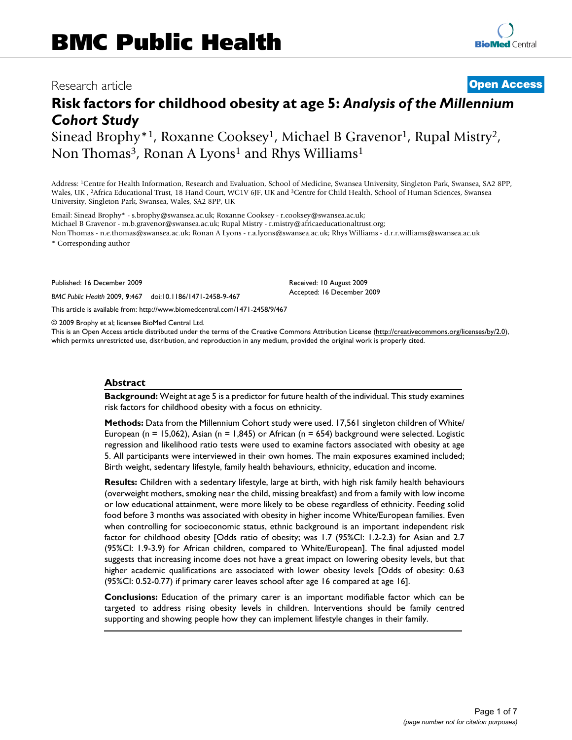# BMC Public Health

Research article

**Open Access**

## Risk factors for childhood obesity at age 5: *Analysis of the Millennium Cohort Study*

Sinead Brophy*[1], Roxanne Cooksey[1], Michael B Gravenor[1], Rupal Mistry[2], Non Thomas[3], Ronan A Lyons[1] and Rhys Williams[1]

Address: [1]Centre for Health Information, Research and Evaluation, School of Medicine, Swansea University, Singleton Park, Swansea, SA2 8PP, Wales, UK , [2]Africa Educational Trust, 18 Hand Court, WC1V 6JF, UK and [3]Centre for Child Health, School of Human Sciences, Swansea University, Singleton Park, Swansea, Wales, SA2 8PP, UK

Email: Sinead Brophy* - s.brophy@swansea.ac.uk; Roxanne Cooksey - r.cooksey@swansea.ac.uk; Michael B Gravenor - m.b.gravenor@swansea.ac.uk; Rupal Mistry - r.mistry@africaeducationaltrust.org; Non Thomas - n.e.thomas@swansea.ac.uk; Ronan A Lyons - r.a.lyons@swansea.ac.uk; Rhys Williams - d.r.r.williams@swansea.ac.uk

\* Corresponding author

Published: 16 December 2009

*BMC Public Health* 2009, **9**:467 doi:10.1186/1471-2458-9-467

Received: 10 August 2009
Accepted: 16 December 2009

This article is available from: http://www.biomedcentral.com/1471-2458/9/467

© 2009 Brophy et al; licensee BioMed Central Ltd.
This is an Open Access article distributed under the terms of the Creative Commons Attribution License (http://creativecommons.org/licenses/by/2.0), which permits unrestricted use, distribution, and reproduction in any medium, provided the original work is properly cited.

### Abstract

**Background:** Weight at age 5 is a predictor for future health of the individual. This study examines risk factors for childhood obesity with a focus on ethnicity.

**Methods:** Data from the Millennium Cohort study were used. 17,561 singleton children of White/European (n = 15,062), Asian (n = 1,845) or African (n = 654) background were selected. Logistic regression and likelihood ratio tests were used to examine factors associated with obesity at age 5. All participants were interviewed in their own homes. The main exposures examined included; Birth weight, sedentary lifestyle, family health behaviours, ethnicity, education and income.

**Results:** Children with a sedentary lifestyle, large at birth, with high risk family health behaviours (overweight mothers, smoking near the child, missing breakfast) and from a family with low income or low educational attainment, were more likely to be obese regardless of ethnicity. Feeding solid food before 3 months was associated with obesity in higher income White/European families. Even when controlling for socioeconomic status, ethnic background is an important independent risk factor for childhood obesity [Odds ratio of obesity; was 1.7 (95%CI: 1.2-2.3) for Asian and 2.7 (95%CI: 1.9-3.9) for African children, compared to White/European]. The final adjusted model suggests that increasing income does not have a great impact on lowering obesity levels, but that higher academic qualifications are associated with lower obesity levels [Odds of obesity: 0.63 (95%CI: 0.52-0.77) if primary carer leaves school after age 16 compared at age 16].

**Conclusions:** Education of the primary carer is an important modifiable factor which can be targeted to address rising obesity levels in children. Interventions should be family centred supporting and showing people how they can implement lifestyle changes in their family.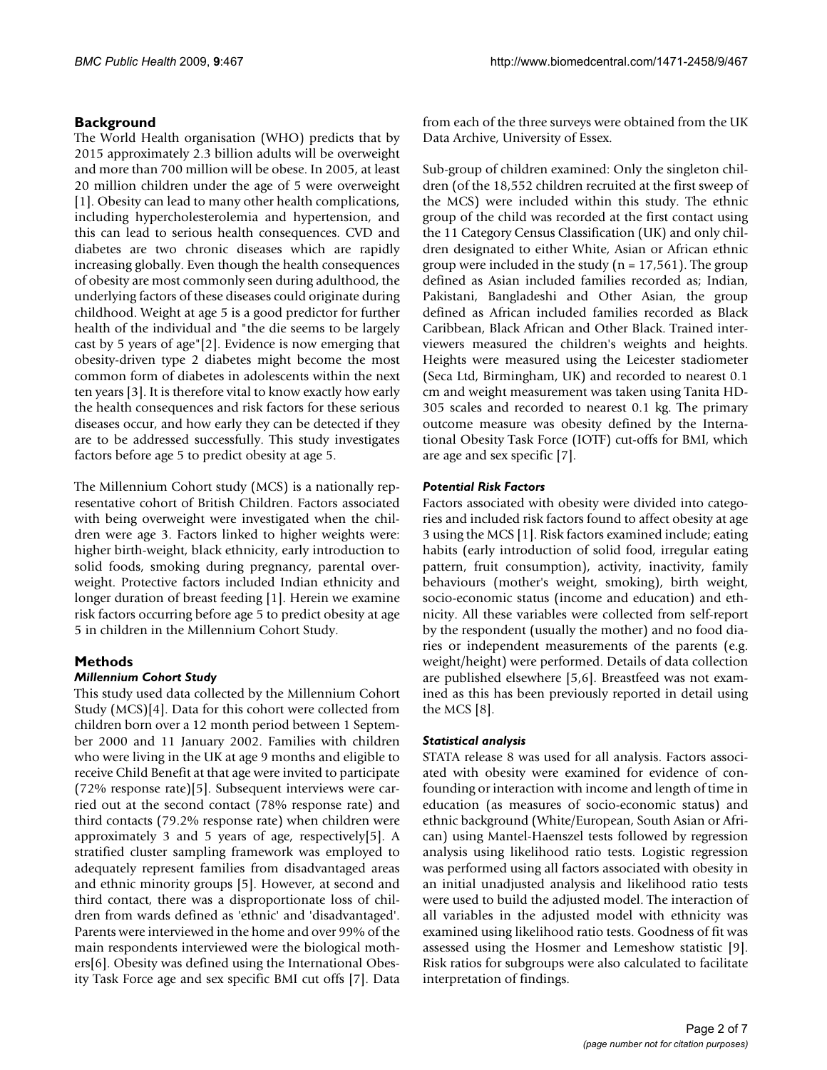## Background

The World Health organisation (WHO) predicts that by 2015 approximately 2.3 billion adults will be overweight and more than 700 million will be obese. In 2005, at least 20 million children under the age of 5 were overweight [1]. Obesity can lead to many other health complications, including hypercholesterolemia and hypertension, and this can lead to serious health consequences. CVD and diabetes are two chronic diseases which are rapidly increasing globally. Even though the health consequences of obesity are most commonly seen during adulthood, the underlying factors of these diseases could originate during childhood. Weight at age 5 is a good predictor for further health of the individual and "the die seems to be largely cast by 5 years of age"[2]. Evidence is now emerging that obesity-driven type 2 diabetes might become the most common form of diabetes in adolescents within the next ten years [3]. It is therefore vital to know exactly how early the health consequences and risk factors for these serious diseases occur, and how early they can be detected if they are to be addressed successfully. This study investigates factors before age 5 to predict obesity at age 5.

The Millennium Cohort study (MCS) is a nationally representative cohort of British Children. Factors associated with being overweight were investigated when the children were age 3. Factors linked to higher weights were: higher birth-weight, black ethnicity, early introduction to solid foods, smoking during pregnancy, parental overweight. Protective factors included Indian ethnicity and longer duration of breast feeding [1]. Herein we examine risk factors occurring before age 5 to predict obesity at age 5 in children in the Millennium Cohort Study.

## Methods

### *Millennium Cohort Study*

This study used data collected by the Millennium Cohort Study (MCS)[4]. Data for this cohort were collected from children born over a 12 month period between 1 September 2000 and 11 January 2002. Families with children who were living in the UK at age 9 months and eligible to receive Child Benefit at that age were invited to participate (72% response rate)[5]. Subsequent interviews were carried out at the second contact (78% response rate) and third contacts (79.2% response rate) when children were approximately 3 and 5 years of age, respectively[5]. A stratified cluster sampling framework was employed to adequately represent families from disadvantaged areas and ethnic minority groups [5]. However, at second and third contact, there was a disproportionate loss of children from wards defined as 'ethnic' and 'disadvantaged'. Parents were interviewed in the home and over 99% of the main respondents interviewed were the biological mothers[6]. Obesity was defined using the International Obesity Task Force age and sex specific BMI cut offs [7]. Data from each of the three surveys were obtained from the UK Data Archive, University of Essex.

Sub-group of children examined: Only the singleton children (of the 18,552 children recruited at the first sweep of the MCS) were included within this study. The ethnic group of the child was recorded at the first contact using the 11 Category Census Classification (UK) and only children designated to either White, Asian or African ethnic group were included in the study (n = 17,561). The group defined as Asian included families recorded as; Indian, Pakistani, Bangladeshi and Other Asian, the group defined as African included families recorded as Black Caribbean, Black African and Other Black. Trained interviewers measured the children's weights and heights. Heights were measured using the Leicester stadiometer (Seca Ltd, Birmingham, UK) and recorded to nearest 0.1 cm and weight measurement was taken using Tanita HD-305 scales and recorded to nearest 0.1 kg. The primary outcome measure was obesity defined by the International Obesity Task Force (IOTF) cut-offs for BMI, which are age and sex specific [7].

### *Potential Risk Factors*

Factors associated with obesity were divided into categories and included risk factors found to affect obesity at age 3 using the MCS [1]. Risk factors examined include; eating habits (early introduction of solid food, irregular eating pattern, fruit consumption), activity, inactivity, family behaviours (mother's weight, smoking), birth weight, socio-economic status (income and education) and ethnicity. All these variables were collected from self-report by the respondent (usually the mother) and no food diaries or independent measurements of the parents (e.g. weight/height) were performed. Details of data collection are published elsewhere [5,6]. Breastfeed was not examined as this has been previously reported in detail using the MCS [8].

### *Statistical analysis*

STATA release 8 was used for all analysis. Factors associated with obesity were examined for evidence of confounding or interaction with income and length of time in education (as measures of socio-economic status) and ethnic background (White/European, South Asian or African) using Mantel-Haenszel tests followed by regression analysis using likelihood ratio tests. Logistic regression was performed using all factors associated with obesity in an initial unadjusted analysis and likelihood ratio tests were used to build the adjusted model. The interaction of all variables in the adjusted model with ethnicity was examined using likelihood ratio tests. Goodness of fit was assessed using the Hosmer and Lemeshow statistic [9]. Risk ratios for subgroups were also calculated to facilitate interpretation of findings.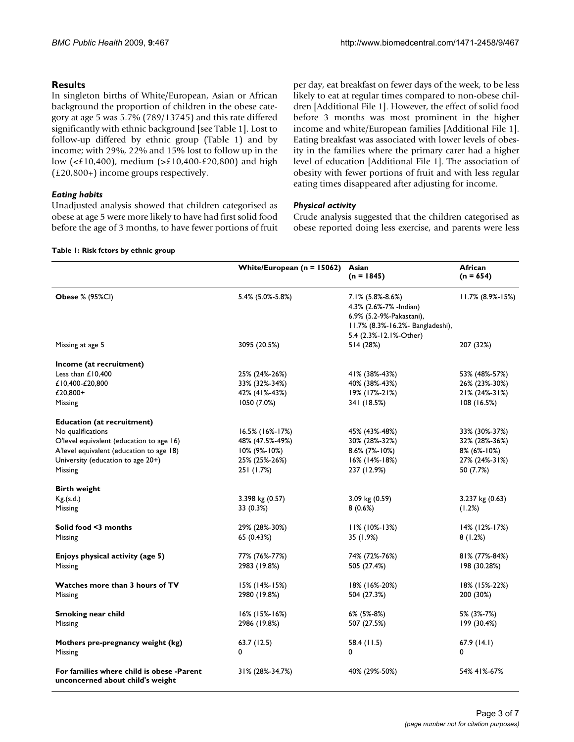## Results

In singleton births of White/European, Asian or African background the proportion of children in the obese category at age 5 was 5.7% (789/13745) and this rate differed significantly with ethnic background [see Table 1]. Lost to follow-up differed by ethnic group (Table 1) and by income; with 29%, 22% and 15% lost to follow up in the low (<£10,400), medium (>£10,400-£20,800) and high (£20,800+) income groups respectively.

### *Eating habits*

Unadjusted analysis showed that children categorised as obese at age 5 were more likely to have had first solid food before the age of 3 months, to have fewer portions of fruit per day, eat breakfast on fewer days of the week, to be less likely to eat at regular times compared to non-obese children [Additional File 1]. However, the effect of solid food before 3 months was most prominent in the higher income and white/European families [Additional File 1]. Eating breakfast was associated with lower levels of obesity in the families where the primary carer had a higher level of education [Additional File 1]. The association of obesity with fewer portions of fruit and with less regular eating times disappeared after adjusting for income.

### *Physical activity*

Crude analysis suggested that the children categorised as obese reported doing less exercise, and parents were less

**Table 1: Risk fctors by ethnic group**

| | White/European (n = 15062) | Asian (n = 1845) | African (n = 654) |
|---|---|---|---|
| **Obese** % (95%CI) | 5.4% (5.0%-5.8%) | 7.1% (5.8%-8.6%) 4.3% (2.6%-7% -Indian) 6.9% (5.2-9%-Pakastani), 11.7% (8.3%-16.2%- Bangladeshi), 5.4 (2.3%-12.1%-Other) | 11.7% (8.9%-15%) |
| Missing at age 5 | 3095 (20.5%) | 514 (28%) | 207 (32%) |
| **Income (at recruitment)** | | | |
| Less than £10,400 | 25% (24%-26%) | 41% (38%-43%) | 53% (48%-57%) |
| £10,400-£20,800 | 33% (32%-34%) | 40% (38%-43%) | 26% (23%-30%) |
| £20,800+ | 42% (41%-43%) | 19% (17%-21%) | 21% (24%-31%) |
| Missing | 1050 (7.0%) | 341 (18.5%) | 108 (16.5%) |
| **Education (at recruitment)** | | | |
| No qualifications | 16.5% (16%-17%) | 45% (43%-48%) | 33% (30%-37%) |
| O'level equivalent (education to age 16) | 48% (47.5%-49%) | 30% (28%-32%) | 32% (28%-36%) |
| A'level equivalent (education to age 18) | 10% (9%-10%) | 8.6% (7%-10%) | 8% (6%-10%) |
| University (education to age 20+) | 25% (25%-26%) | 16% (14%-18%) | 27% (24%-31%) |
| Missing | 251 (1.7%) | 237 (12.9%) | 50 (7.7%) |
| **Birth weight** | | | |
| Kg.(s.d.) | 3.398 kg (0.57) | 3.09 kg (0.59) | 3.237 kg (0.63) |
| Missing | 33 (0.3%) | 8 (0.6%) | (1.2%) |
| **Solid food <3 months** | 29% (28%-30%) | 11% (10%-13%) | 14% (12%-17%) |
| Missing | 65 (0.43%) | 35 (1.9%) | 8 (1.2%) |
| **Enjoys physical activity (age 5)** | 77% (76%-77%) | 74% (72%-76%) | 81% (77%-84%) |
| Missing | 2983 (19.8%) | 505 (27.4%) | 198 (30.28%) |
| **Watches more than 3 hours of TV** | 15% (14%-15%) | 18% (16%-20%) | 18% (15%-22%) |
| Missing | 2980 (19.8%) | 504 (27.3%) | 200 (30%) |
| **Smoking near child** | 16% (15%-16%) | 6% (5%-8%) | 5% (3%-7%) |
| Missing | 2986 (19.8%) | 507 (27.5%) | 199 (30.4%) |
| **Mothers pre-pregnancy weight (kg)** | 63.7 (12.5) | 58.4 (11.5) | 67.9 (14.1) |
| Missing | 0 | 0 | 0 |
| **For families where child is obese -Parent unconcerned about child's weight** | 31% (28%-34.7%) | 40% (29%-50%) | 54% 41%-67% |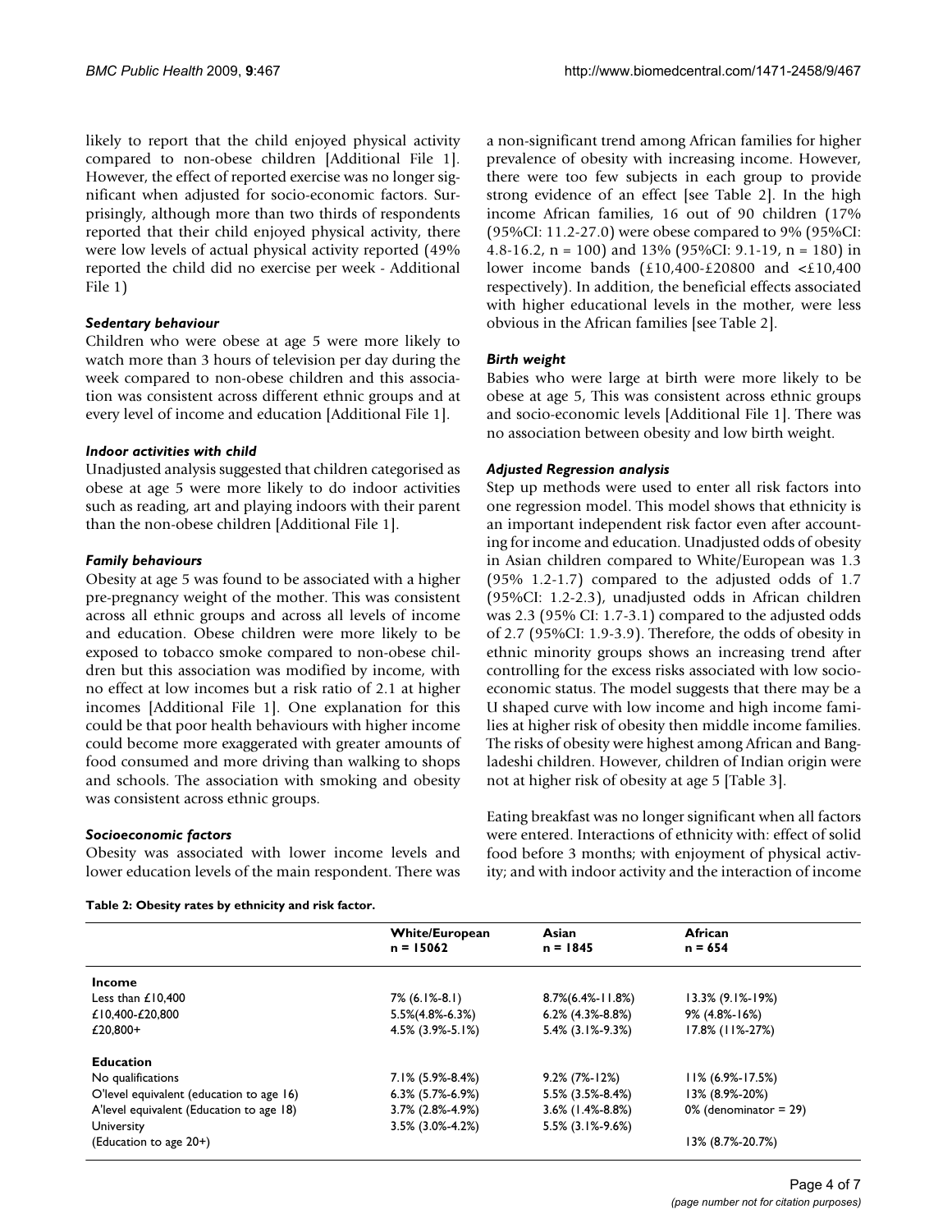likely to report that the child enjoyed physical activity compared to non-obese children [Additional File 1]. However, the effect of reported exercise was no longer significant when adjusted for socio-economic factors. Surprisingly, although more than two thirds of respondents reported that their child enjoyed physical activity, there were low levels of actual physical activity reported (49% reported the child did no exercise per week - Additional File 1)

### *Sedentary behaviour*

Children who were obese at age 5 were more likely to watch more than 3 hours of television per day during the week compared to non-obese children and this association was consistent across different ethnic groups and at every level of income and education [Additional File 1].

### *Indoor activities with child*

Unadjusted analysis suggested that children categorised as obese at age 5 were more likely to do indoor activities such as reading, art and playing indoors with their parent than the non-obese children [Additional File 1].

### *Family behaviours*

Obesity at age 5 was found to be associated with a higher pre-pregnancy weight of the mother. This was consistent across all ethnic groups and across all levels of income and education. Obese children were more likely to be exposed to tobacco smoke compared to non-obese children but this association was modified by income, with no effect at low incomes but a risk ratio of 2.1 at higher incomes [Additional File 1]. One explanation for this could be that poor health behaviours with higher income could become more exaggerated with greater amounts of food consumed and more driving than walking to shops and schools. The association with smoking and obesity was consistent across ethnic groups.

### *Socioeconomic factors*

Obesity was associated with lower income levels and lower education levels of the main respondent. There was a non-significant trend among African families for higher prevalence of obesity with increasing income. However, there were too few subjects in each group to provide strong evidence of an effect [see Table 2]. In the high income African families, 16 out of 90 children (17% (95%CI: 11.2-27.0) were obese compared to 9% (95%CI: 4.8-16.2, n = 100) and 13% (95%CI: 9.1-19, n = 180) in lower income bands (£10,400-£20800 and <£10,400 respectively). In addition, the beneficial effects associated with higher educational levels in the mother, were less obvious in the African families [see Table 2].

### *Birth weight*

Babies who were large at birth were more likely to be obese at age 5, This was consistent across ethnic groups and socio-economic levels [Additional File 1]. There was no association between obesity and low birth weight.

### *Adjusted Regression analysis*

Step up methods were used to enter all risk factors into one regression model. This model shows that ethnicity is an important independent risk factor even after accounting for income and education. Unadjusted odds of obesity in Asian children compared to White/European was 1.3 (95% 1.2-1.7) compared to the adjusted odds of 1.7 (95%CI: 1.2-2.3), unadjusted odds in African children was 2.3 (95% CI: 1.7-3.1) compared to the adjusted odds of 2.7 (95%CI: 1.9-3.9). Therefore, the odds of obesity in ethnic minority groups shows an increasing trend after controlling for the excess risks associated with low socio-economic status. The model suggests that there may be a U shaped curve with low income and high income families at higher risk of obesity then middle income families. The risks of obesity were highest among African and Bangladeshi children. However, children of Indian origin were not at higher risk of obesity at age 5 [Table 3].

Eating breakfast was no longer significant when all factors were entered. Interactions of ethnicity with: effect of solid food before 3 months; with enjoyment of physical activity; and with indoor activity and the interaction of income

**Table 2: Obesity rates by ethnicity and risk factor.**

| | White/European n = 15062 | Asian n = 1845 | African n = 654 |
|---|---|---|---|
| **Income** | | | |
| Less than £10,400 | 7% (6.1%-8.1) | 8.7%(6.4%-11.8%) | 13.3% (9.1%-19%) |
| £10,400-£20,800 | 5.5%(4.8%-6.3%) | 6.2% (4.3%-8.8%) | 9% (4.8%-16%) |
| £20,800+ | 4.5% (3.9%-5.1%) | 5.4% (3.1%-9.3%) | 17.8% (11%-27%) |
| **Education** | | | |
| No qualifications | 7.1% (5.9%-8.4%) | 9.2% (7%-12%) | 11% (6.9%-17.5%) |
| O'level equivalent (education to age 16) | 6.3% (5.7%-6.9%) | 5.5% (3.5%-8.4%) | 13% (8.9%-20%) |
| A'level equivalent (Education to age 18) | 3.7% (2.8%-4.9%) | 3.6% (1.4%-8.8%) | 0% (denominator = 29) |
| University (Education to age 20+) | 3.5% (3.0%-4.2%) | 5.5% (3.1%-9.6%) | 13% (8.7%-20.7%) |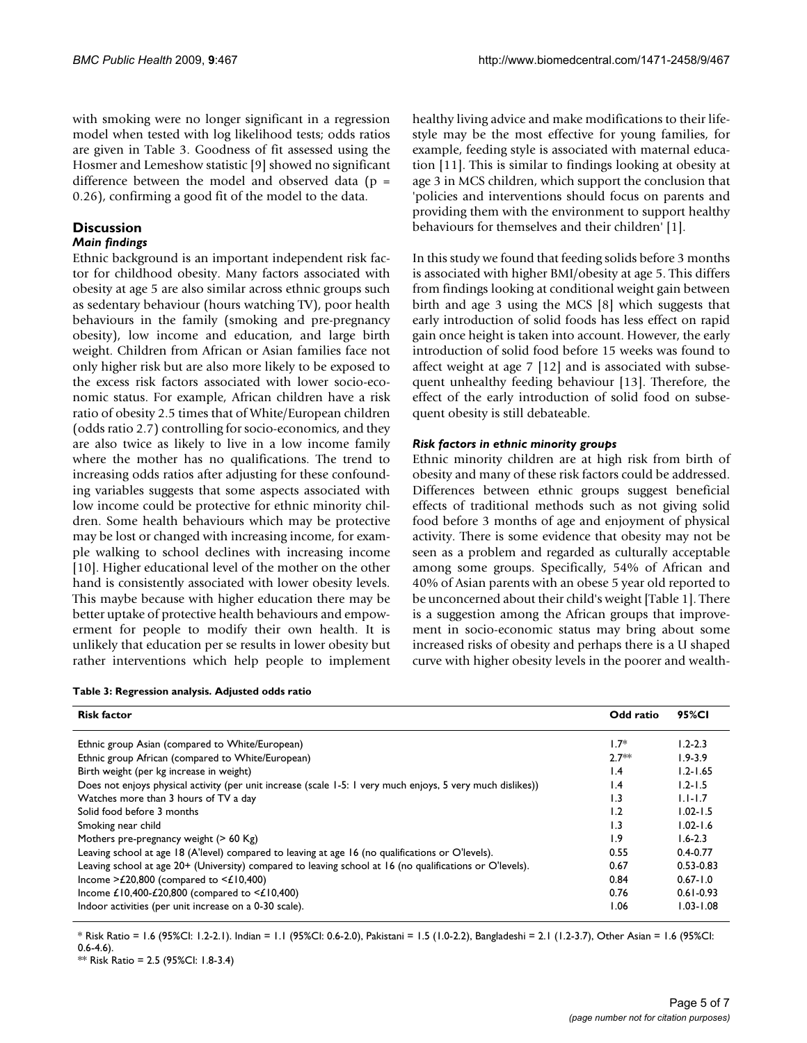with smoking were no longer significant in a regression model when tested with log likelihood tests; odds ratios are given in Table 3. Goodness of fit assessed using the Hosmer and Lemeshow statistic [9] showed no significant difference between the model and observed data ($p = 0.26$), confirming a good fit of the model to the data.

## Discussion

### *Main findings*

Ethnic background is an important independent risk factor for childhood obesity. Many factors associated with obesity at age 5 are also similar across ethnic groups such as sedentary behaviour (hours watching TV), poor health behaviours in the family (smoking and pre-pregnancy obesity), low income and education, and large birth weight. Children from African or Asian families face not only higher risk but are also more likely to be exposed to the excess risk factors associated with lower socio-economic status. For example, African children have a risk ratio of obesity 2.5 times that of White/European children (odds ratio 2.7) controlling for socio-economics, and they are also twice as likely to live in a low income family where the mother has no qualifications. The trend to increasing odds ratios after adjusting for these confounding variables suggests that some aspects associated with low income could be protective for ethnic minority children. Some health behaviours which may be protective may be lost or changed with increasing income, for example walking to school declines with increasing income [10]. Higher educational level of the mother on the other hand is consistently associated with lower obesity levels. This maybe because with higher education there may be better uptake of protective health behaviours and empowerment for people to modify their own health. It is unlikely that education per se results in lower obesity but rather interventions which help people to implement healthy living advice and make modifications to their lifestyle may be the most effective for young families, for example, feeding style is associated with maternal education [11]. This is similar to findings looking at obesity at age 3 in MCS children, which support the conclusion that 'policies and interventions should focus on parents and providing them with the environment to support healthy behaviours for themselves and their children' [1].

In this study we found that feeding solids before 3 months is associated with higher BMI/obesity at age 5. This differs from findings looking at conditional weight gain between birth and age 3 using the MCS [8] which suggests that early introduction of solid foods has less effect on rapid gain once height is taken into account. However, the early introduction of solid food before 15 weeks was found to affect weight at age 7 [12] and is associated with subsequent unhealthy feeding behaviour [13]. Therefore, the effect of the early introduction of solid food on subsequent obesity is still debateable.

### *Risk factors in ethnic minority groups*

Ethnic minority children are at high risk from birth of obesity and many of these risk factors could be addressed. Differences between ethnic groups suggest beneficial effects of traditional methods such as not giving solid food before 3 months of age and enjoyment of physical activity. There is some evidence that obesity may not be seen as a problem and regarded as culturally acceptable among some groups. Specifically, 54% of African and 40% of Asian parents with an obese 5 year old reported to be unconcerned about their child's weight [Table 1]. There is a suggestion among the African groups that improvement in socio-economic status may bring about some increased risks of obesity and perhaps there is a U shaped curve with higher obesity levels in the poorer and wealth-

**Table 3: Regression analysis. Adjusted odds ratio**

| Risk factor | Odd ratio | 95%CI |
|---|---|---|
| Ethnic group Asian (compared to White/European) | 1.7* | 1.2-2.3 |
| Ethnic group African (compared to White/European) | 2.7** | 1.9-3.9 |
| Birth weight (per kg increase in weight) | 1.4 | 1.2-1.65 |
| Does not enjoys physical activity (per unit increase (scale 1-5: 1 very much enjoys, 5 very much dislikes)) | 1.4 | 1.2-1.5 |
| Watches more than 3 hours of TV a day | 1.3 | 1.1-1.7 |
| Solid food before 3 months | 1.2 | 1.02-1.5 |
| Smoking near child | 1.3 | 1.02-1.6 |
| Mothers pre-pregnancy weight (> 60 Kg) | 1.9 | 1.6-2.3 |
| Leaving school at age 18 (A'level) compared to leaving at age 16 (no qualifications or O'levels). | 0.55 | 0.4-0.77 |
| Leaving school at age 20+ (University) compared to leaving school at 16 (no qualifications or O'levels). | 0.67 | 0.53-0.83 |
| Income >£20,800 (compared to <£10,400) | 0.84 | 0.67-1.0 |
| Income £10,400-£20,800 (compared to <£10,400) | 0.76 | 0.61-0.93 |
| Indoor activities (per unit increase on a 0-30 scale). | 1.06 | 1.03-1.08 |

* Risk Ratio = 1.6 (95%CI: 1.2-2.1). Indian = 1.1 (95%CI: 0.6-2.0), Pakistani = 1.5 (1.0-2.2), Bangladeshi = 2.1 (1.2-3.7), Other Asian = 1.6 (95%CI: 0.6-4.6).

** Risk Ratio = 2.5 (95%CI: 1.8-3.4)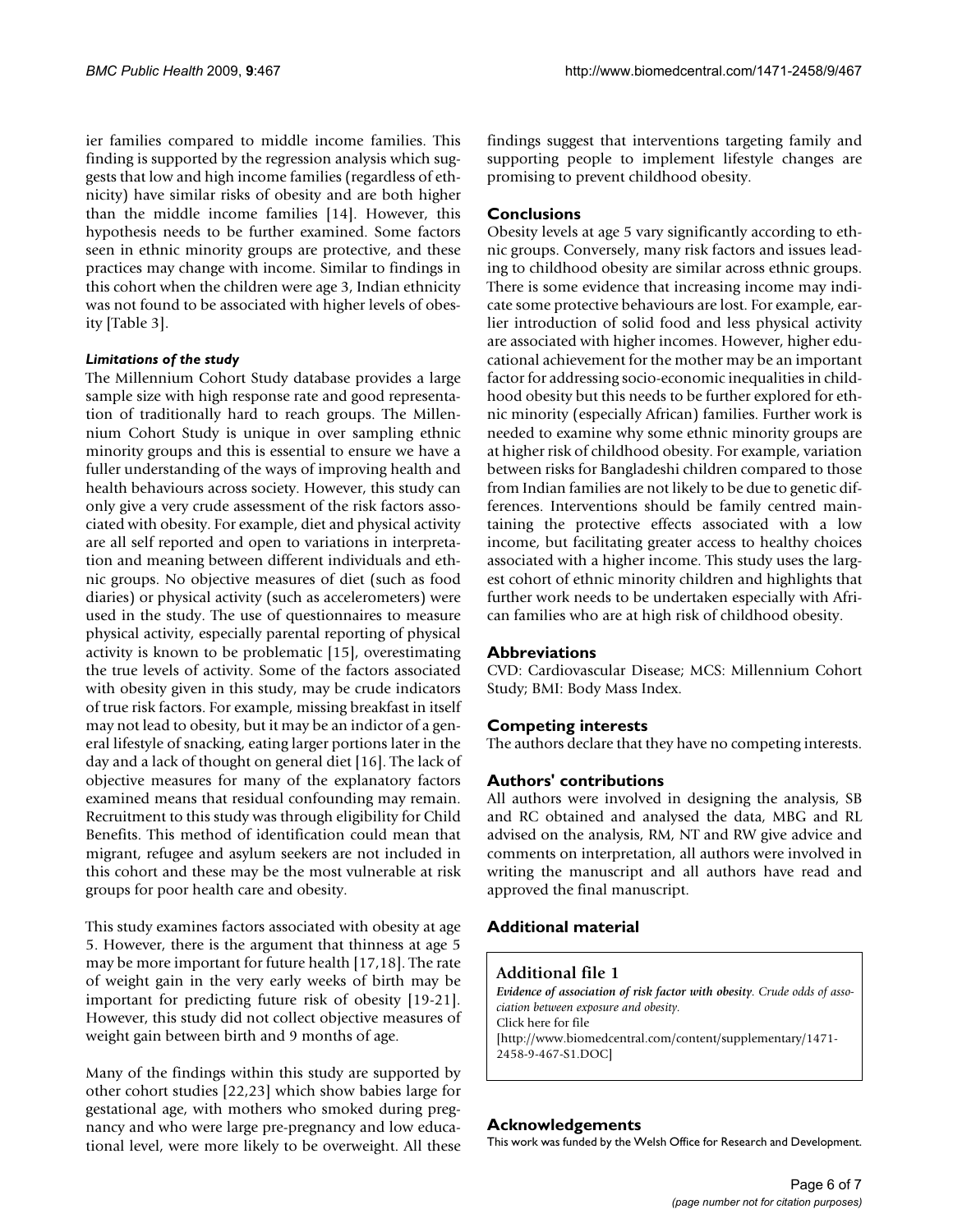ier families compared to middle income families. This finding is supported by the regression analysis which suggests that low and high income families (regardless of ethnicity) have similar risks of obesity and are both higher than the middle income families [14]. However, this hypothesis needs to be further examined. Some factors seen in ethnic minority groups are protective, and these practices may change with income. Similar to findings in this cohort when the children were age 3, Indian ethnicity was not found to be associated with higher levels of obesity [Table 3].

#### *Limitations of the study*

The Millennium Cohort Study database provides a large sample size with high response rate and good representation of traditionally hard to reach groups. The Millennium Cohort Study is unique in over sampling ethnic minority groups and this is essential to ensure we have a fuller understanding of the ways of improving health and health behaviours across society. However, this study can only give a very crude assessment of the risk factors associated with obesity. For example, diet and physical activity are all self reported and open to variations in interpretation and meaning between different individuals and ethnic groups. No objective measures of diet (such as food diaries) or physical activity (such as accelerometers) were used in the study. The use of questionnaires to measure physical activity, especially parental reporting of physical activity is known to be problematic [15], overestimating the true levels of activity. Some of the factors associated with obesity given in this study, may be crude indicators of true risk factors. For example, missing breakfast in itself may not lead to obesity, but it may be an indictor of a general lifestyle of snacking, eating larger portions later in the day and a lack of thought on general diet [16]. The lack of objective measures for many of the explanatory factors examined means that residual confounding may remain. Recruitment to this study was through eligibility for Child Benefits. This method of identification could mean that migrant, refugee and asylum seekers are not included in this cohort and these may be the most vulnerable at risk groups for poor health care and obesity.

This study examines factors associated with obesity at age 5. However, there is the argument that thinness at age 5 may be more important for future health [17,18]. The rate of weight gain in the very early weeks of birth may be important for predicting future risk of obesity [19-21]. However, this study did not collect objective measures of weight gain between birth and 9 months of age.

Many of the findings within this study are supported by other cohort studies [22,23] which show babies large for gestational age, with mothers who smoked during pregnancy and who were large pre-pregnancy and low educational level, were more likely to be overweight. All these findings suggest that interventions targeting family and supporting people to implement lifestyle changes are promising to prevent childhood obesity.

## Conclusions

Obesity levels at age 5 vary significantly according to ethnic groups. Conversely, many risk factors and issues leading to childhood obesity are similar across ethnic groups. There is some evidence that increasing income may indicate some protective behaviours are lost. For example, earlier introduction of solid food and less physical activity are associated with higher incomes. However, higher educational achievement for the mother may be an important factor for addressing socio-economic inequalities in childhood obesity but this needs to be further explored for ethnic minority (especially African) families. Further work is needed to examine why some ethnic minority groups are at higher risk of childhood obesity. For example, variation between risks for Bangladeshi children compared to those from Indian families are not likely to be due to genetic differences. Interventions should be family centred maintaining the protective effects associated with a low income, but facilitating greater access to healthy choices associated with a higher income. This study uses the largest cohort of ethnic minority children and highlights that further work needs to be undertaken especially with African families who are at high risk of childhood obesity.

## Abbreviations

CVD: Cardiovascular Disease; MCS: Millennium Cohort Study; BMI: Body Mass Index.

## Competing interests

The authors declare that they have no competing interests.

## Authors' contributions

All authors were involved in designing the analysis, SB and RC obtained and analysed the data, MBG and RL advised on the analysis, RM, NT and RW give advice and comments on interpretation, all authors were involved in writing the manuscript and all authors have read and approved the final manuscript.

## Additional material

**Additional file 1**

***Evidence of association of risk factor with obesity****. Crude odds of association between exposure and obesity.*
Click here for file
[http://www.biomedcentral.com/content/supplementary/1471-2458-9-467-S1.DOC]

## Acknowledgements

This work was funded by the Welsh Office for Research and Development.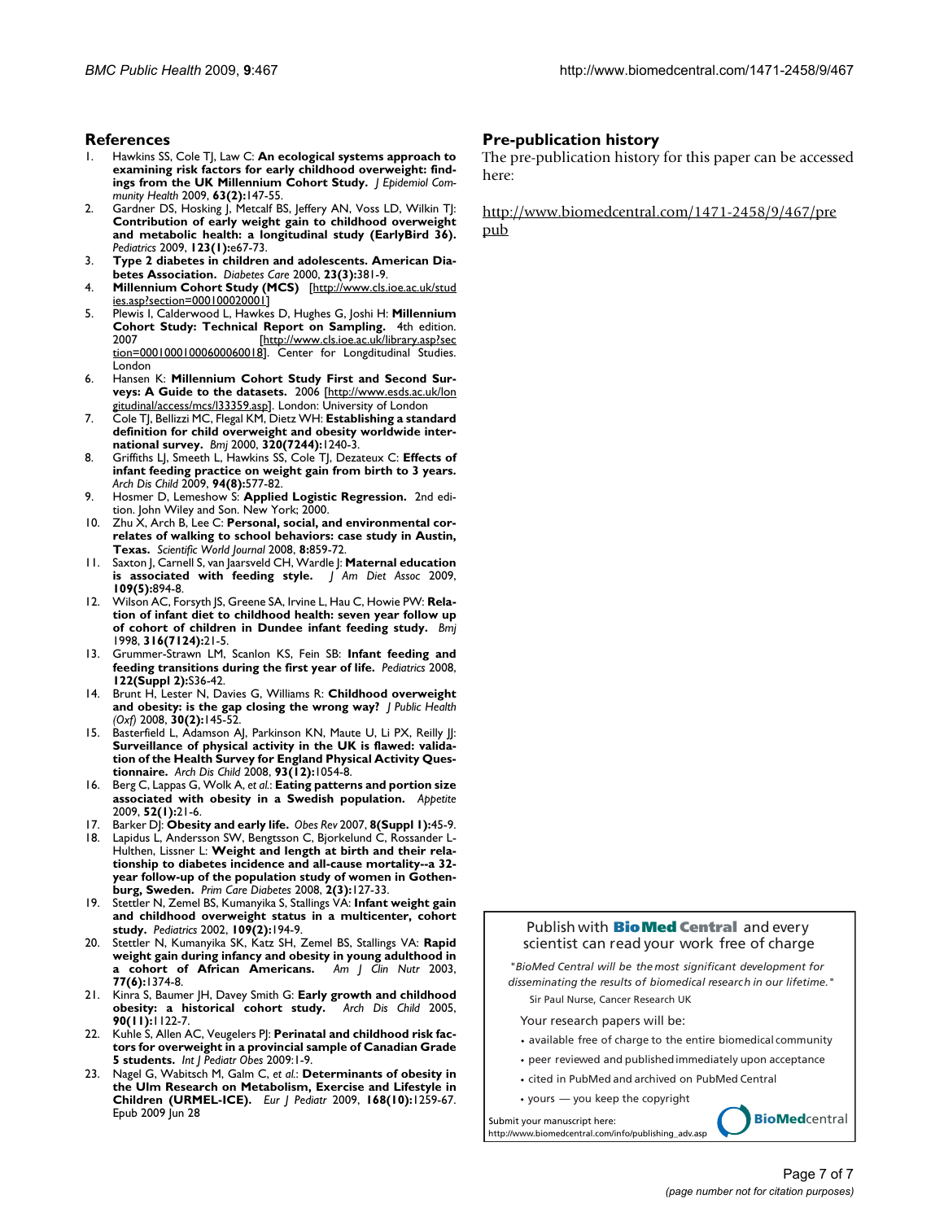## References

1. Hawkins SS, Cole TJ, Law C: **An ecological systems approach to examining risk factors for early childhood overweight: findings from the UK Millennium Cohort Study.** *J Epidemiol Community Health* 2009, **63(2):**147-55.
2. Gardner DS, Hosking J, Metcalf BS, Jeffery AN, Voss LD, Wilkin TJ: **Contribution of early weight gain to childhood overweight and metabolic health: a longitudinal study (EarlyBird 36).** *Pediatrics* 2009, **123(1):**e67-73.
3. **Type 2 diabetes in children and adolescents. American Diabetes Association.** *Diabetes Care* 2000, **23(3):**381-9.
4. **Millennium Cohort Study (MCS)** [http://www.cls.ioe.ac.uk/studies.asp?section=000100020001]
5. Plewis I, Calderwood L, Hawkes D, Hughes G, Joshi H: **Millennium Cohort Study: Technical Report on Sampling.** 4th edition. 2007 [http://www.cls.ioe.ac.uk/library.asp?section=0001000100060006 0018]. Center for Longditudinal Studies. London
6. Hansen K: **Millennium Cohort Study First and Second Surveys: A Guide to the datasets.** 2006 [http://www.esds.ac.uk/longitudinal/access/mcs/l33359.asp]. London: University of London
7. Cole TJ, Bellizzi MC, Flegal KM, Dietz WH: **Establishing a standard definition for child overweight and obesity worldwide international survey.** *Bmj* 2000, **320(7244):**1240-3.
8. Griffiths LJ, Smeeth L, Hawkins SS, Cole TJ, Dezateux C: **Effects of infant feeding practice on weight gain from birth to 3 years.** *Arch Dis Child* 2009, **94(8):**577-82.
9. Hosmer D, Lemeshow S: **Applied Logistic Regression.** 2nd edition. John Wiley and Son. New York; 2000.
10. Zhu X, Arch B, Lee C: **Personal, social, and environmental correlates of walking to school behaviors: case study in Austin, Texas.** *Scientific World Journal* 2008, **8:**859-72.
11. Saxton J, Carnell S, van Jaarsveld CH, Wardle J: **Maternal education is associated with feeding style.** *J Am Diet Assoc* 2009, **109(5):**894-8.
12. Wilson AC, Forsyth JS, Greene SA, Irvine L, Hau C, Howie PW: **Relation of infant diet to childhood health: seven year follow up of cohort of children in Dundee infant feeding study.** *Bmj* 1998, **316(7124):**21-5.
13. Grummer-Strawn LM, Scanlon KS, Fein SB: **Infant feeding and feeding transitions during the first year of life.** *Pediatrics* 2008, **122(Suppl 2):**S36-42.
14. Brunt H, Lester N, Davies G, Williams R: **Childhood overweight and obesity: is the gap closing the wrong way?** *J Public Health (Oxf)* 2008, **30(2):**145-52.
15. Basterfield L, Adamson AJ, Parkinson KN, Maute U, Li PX, Reilly JJ: **Surveillance of physical activity in the UK is flawed: validation of the Health Survey for England Physical Activity Questionnaire.** *Arch Dis Child* 2008, **93(12):**1054-8.
16. Berg C, Lappas G, Wolk A, *et al.*: **Eating patterns and portion size associated with obesity in a Swedish population.** *Appetite* 2009, **52(1):**21-6.
17. Barker DJ: **Obesity and early life.** *Obes Rev* 2007, **8(Suppl 1):**45-9.
18. Lapidus L, Andersson SW, Bengtsson C, Bjorkelund C, Rossander L-Hulthen, Lissner L: **Weight and length at birth and their relationship to diabetes incidence and all-cause mortality--a 32-year follow-up of the population study of women in Gothenburg, Sweden.** *Prim Care Diabetes* 2008, **2(3):**127-33.
19. Stettler N, Zemel BS, Kumanyika S, Stallings VA: **Infant weight gain and childhood overweight status in a multicenter, cohort study.** *Pediatrics* 2002, **109(2):**194-9.
20. Stettler N, Kumanyika SK, Katz SH, Zemel BS, Stallings VA: **Rapid weight gain during infancy and obesity in young adulthood in a cohort of African Americans.** *Am J Clin Nutr* 2003, **77(6):**1374-8.
21. Kinra S, Baumer JH, Davey Smith G: **Early growth and childhood obesity: a historical cohort study.** *Arch Dis Child* 2005, **90(11):**1122-7.
22. Kuhle S, Allen AC, Veugelers PJ: **Perinatal and childhood risk factors for overweight in a provincial sample of Canadian Grade 5 students.** *Int J Pediatr Obes* 2009:1-9.
23. Nagel G, Wabitsch M, Galm C, *et al.*: **Determinants of obesity in the Ulm Research on Metabolism, Exercise and Lifestyle in Children (URMEL-ICE).** *Eur J Pediatr* 2009, **168(10):**1259-67. Epub 2009 Jun 28

## Pre-publication history

The pre-publication history for this paper can be accessed here:

http://www.biomedcentral.com/1471-2458/9/467/prepub

Publish with **BioMed Central** and every scientist can read your work free of charge

*"BioMed Central will be the most significant development for disseminating the results of biomedical research in our lifetime."*

Sir Paul Nurse, Cancer Research UK

Your research papers will be:

- available free of charge to the entire biomedical community
- peer reviewed and published immediately upon acceptance
- cited in PubMed and archived on PubMed Central
- yours — you keep the copyright

Submit your manuscript here:
http://www.biomedcentral.com/info/publishing_adv.asp

BioMedcentral